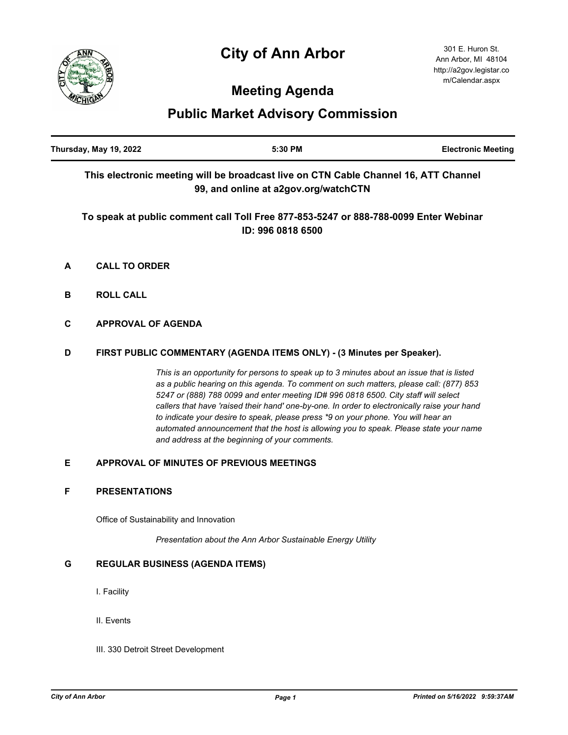# City of Ann Arbor

301 E. Huron St.
Ann Arbor, MI 48104
http://a2gov.legistar.com/Calendar.aspx

## Meeting Agenda

## Public Market Advisory Commission

| Thursday, May 19, 2022 | 5:30 PM | Electronic Meeting |
|---|---|---|

**This electronic meeting will be broadcast live on CTN Cable Channel 16, ATT Channel 99, and online at a2gov.org/watchCTN**

**To speak at public comment call Toll Free 877-853-5247 or 888-788-0099 Enter Webinar ID: 996 0818 6500**

**A CALL TO ORDER**

**B ROLL CALL**

**C APPROVAL OF AGENDA**

**D FIRST PUBLIC COMMENTARY (AGENDA ITEMS ONLY) - (3 Minutes per Speaker).**

*This is an opportunity for persons to speak up to 3 minutes about an issue that is listed as a public hearing on this agenda. To comment on such matters, please call: (877) 853 5247 or (888) 788 0099 and enter meeting ID# 996 0818 6500. City staff will select callers that have 'raised their hand' one-by-one. In order to electronically raise your hand to indicate your desire to speak, please press *9 on your phone. You will hear an automated announcement that the host is allowing you to speak. Please state your name and address at the beginning of your comments.*

**E APPROVAL OF MINUTES OF PREVIOUS MEETINGS**

**F PRESENTATIONS**

Office of Sustainability and Innovation

*Presentation about the Ann Arbor Sustainable Energy Utility*

**G REGULAR BUSINESS (AGENDA ITEMS)**

I. Facility

II. Events

III. 330 Detroit Street Development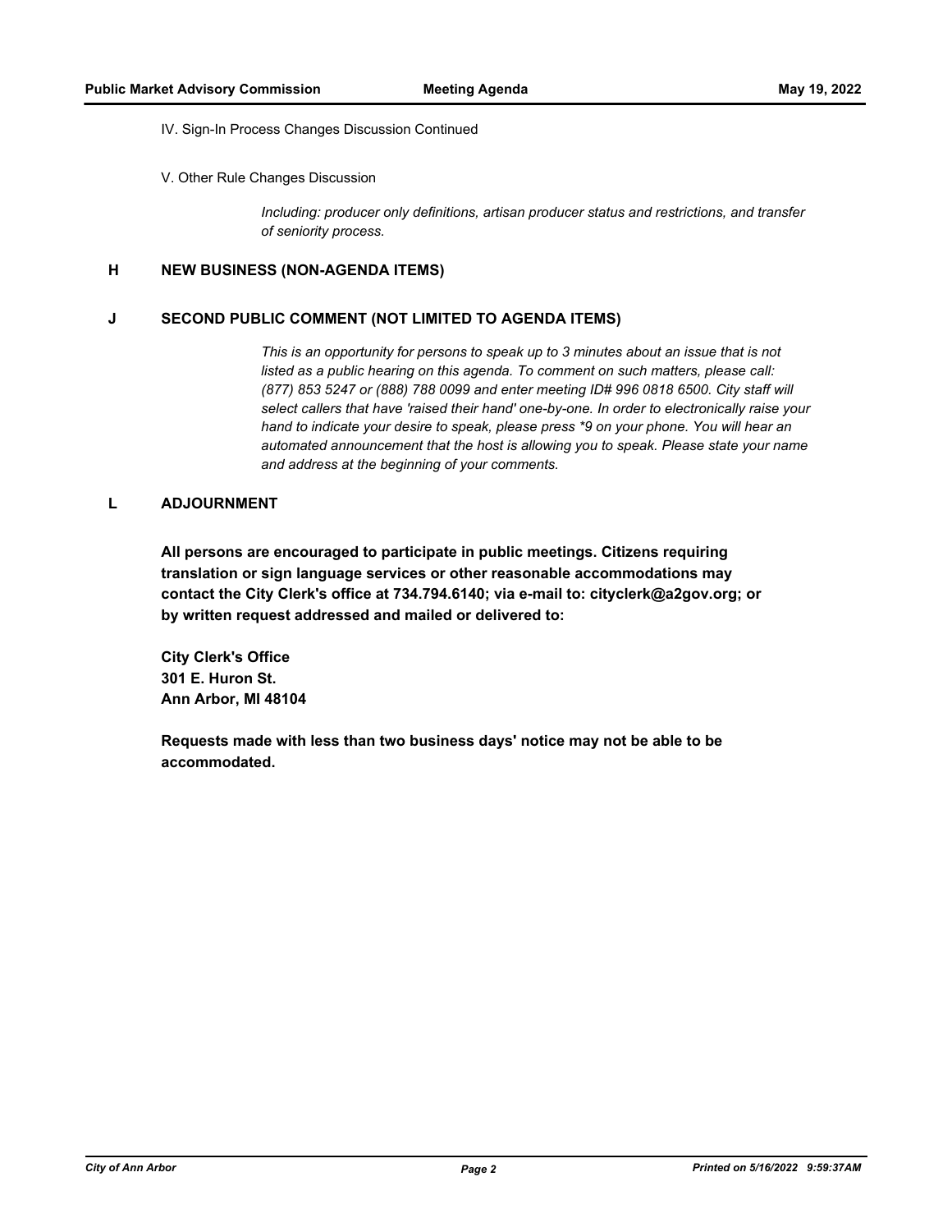IV. Sign-In Process Changes Discussion Continued

V. Other Rule Changes Discussion

*Including: producer only definitions, artisan producer status and restrictions, and transfer of seniority process.*

## H NEW BUSINESS (NON-AGENDA ITEMS)

## J SECOND PUBLIC COMMENT (NOT LIMITED TO AGENDA ITEMS)

*This is an opportunity for persons to speak up to 3 minutes about an issue that is not listed as a public hearing on this agenda. To comment on such matters, please call: (877) 853 5247 or (888) 788 0099 and enter meeting ID# 996 0818 6500. City staff will select callers that have 'raised their hand' one-by-one. In order to electronically raise your hand to indicate your desire to speak, please press *9 on your phone. You will hear an automated announcement that the host is allowing you to speak. Please state your name and address at the beginning of your comments.*

## L ADJOURNMENT

**All persons are encouraged to participate in public meetings. Citizens requiring translation or sign language services or other reasonable accommodations may contact the City Clerk's office at 734.794.6140; via e-mail to: cityclerk@a2gov.org; or by written request addressed and mailed or delivered to:**

**City Clerk's Office**
**301 E. Huron St.**
**Ann Arbor, MI 48104**

**Requests made with less than two business days' notice may not be able to be accommodated.**